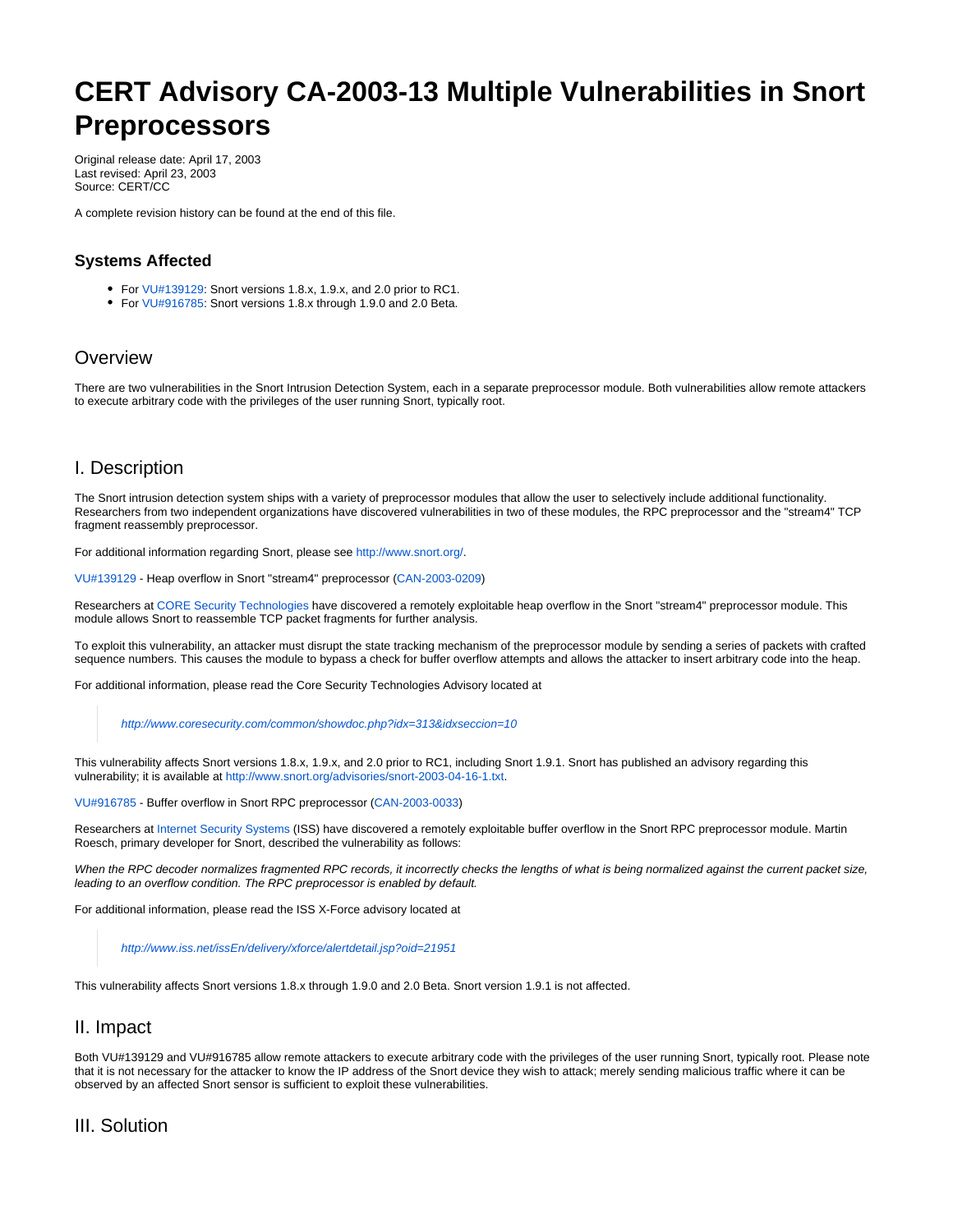# CERT Advisory CA-2003-13 Multiple Vulnerabilities in Snort Preprocessors

Original release date: April 17, 2003
Last revised: April 23, 2003
Source: CERT/CC

A complete revision history can be found at the end of this file.

### Systems Affected

- For VU#139129: Snort versions 1.8.x, 1.9.x, and 2.0 prior to RC1.
- For VU#916785: Snort versions 1.8.x through 1.9.0 and 2.0 Beta.

## Overview

There are two vulnerabilities in the Snort Intrusion Detection System, each in a separate preprocessor module. Both vulnerabilities allow remote attackers to execute arbitrary code with the privileges of the user running Snort, typically root.

## I. Description

The Snort intrusion detection system ships with a variety of preprocessor modules that allow the user to selectively include additional functionality. Researchers from two independent organizations have discovered vulnerabilities in two of these modules, the RPC preprocessor and the "stream4" TCP fragment reassembly preprocessor.

For additional information regarding Snort, please see http://www.snort.org/.

VU#139129 - Heap overflow in Snort "stream4" preprocessor (CAN-2003-0209)

Researchers at CORE Security Technologies have discovered a remotely exploitable heap overflow in the Snort "stream4" preprocessor module. This module allows Snort to reassemble TCP packet fragments for further analysis.

To exploit this vulnerability, an attacker must disrupt the state tracking mechanism of the preprocessor module by sending a series of packets with crafted sequence numbers. This causes the module to bypass a check for buffer overflow attempts and allows the attacker to insert arbitrary code into the heap.

For additional information, please read the Core Security Technologies Advisory located at

> *http://www.coresecurity.com/common/showdoc.php?idx=313&idxseccion=10*

This vulnerability affects Snort versions 1.8.x, 1.9.x, and 2.0 prior to RC1, including Snort 1.9.1. Snort has published an advisory regarding this vulnerability; it is available at http://www.snort.org/advisories/snort-2003-04-16-1.txt.

VU#916785 - Buffer overflow in Snort RPC preprocessor (CAN-2003-0033)

Researchers at Internet Security Systems (ISS) have discovered a remotely exploitable buffer overflow in the Snort RPC preprocessor module. Martin Roesch, primary developer for Snort, described the vulnerability as follows:

*When the RPC decoder normalizes fragmented RPC records, it incorrectly checks the lengths of what is being normalized against the current packet size, leading to an overflow condition. The RPC preprocessor is enabled by default.*

For additional information, please read the ISS X-Force advisory located at

> *http://www.iss.net/issEn/delivery/xforce/alertdetail.jsp?oid=21951*

This vulnerability affects Snort versions 1.8.x through 1.9.0 and 2.0 Beta. Snort version 1.9.1 is not affected.

## II. Impact

Both VU#139129 and VU#916785 allow remote attackers to execute arbitrary code with the privileges of the user running Snort, typically root. Please note that it is not necessary for the attacker to know the IP address of the Snort device they wish to attack; merely sending malicious traffic where it can be observed by an affected Snort sensor is sufficient to exploit these vulnerabilities.

## III. Solution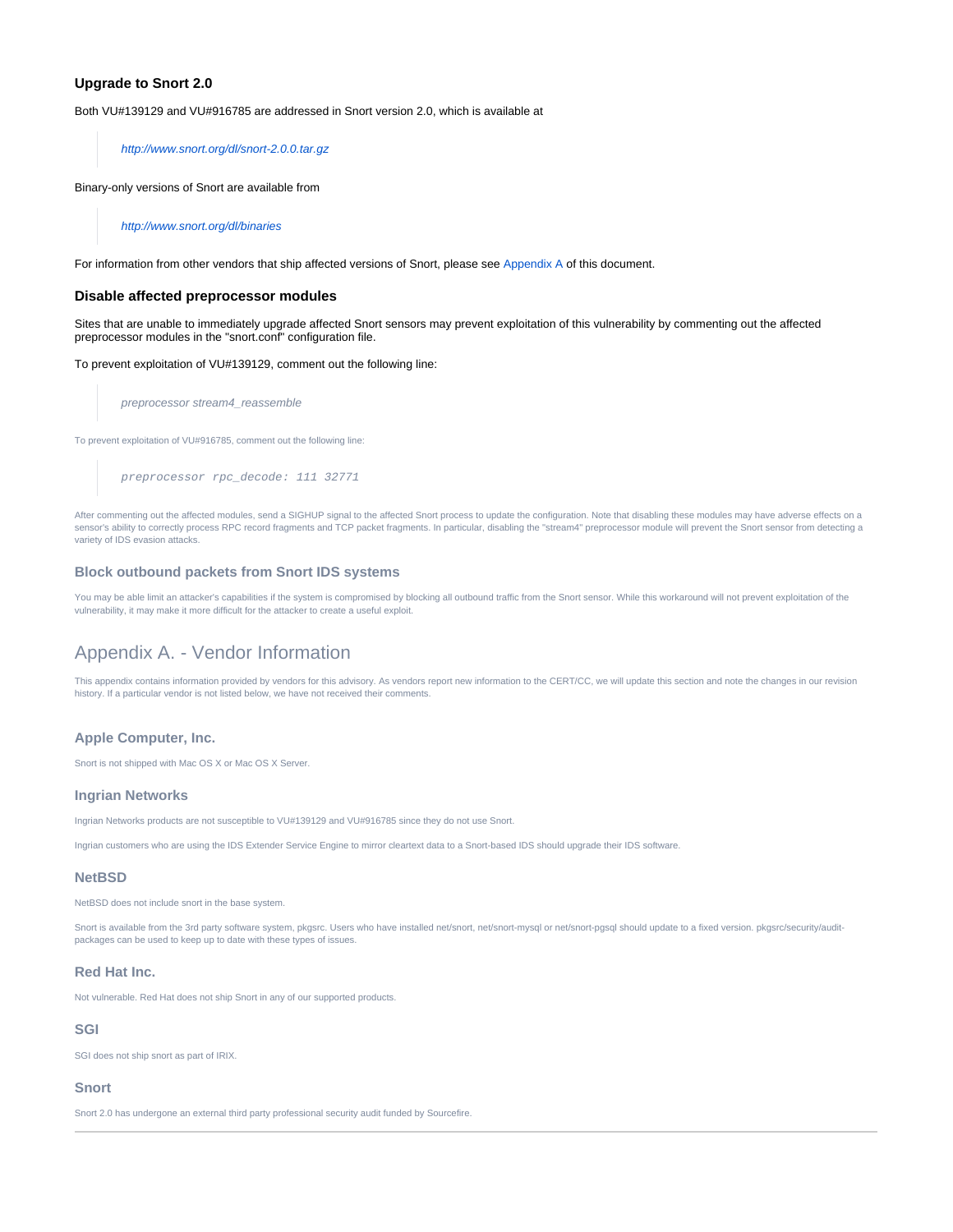### Upgrade to Snort 2.0

Both VU#139129 and VU#916785 are addressed in Snort version 2.0, which is available at

> *http://www.snort.org/dl/snort-2.0.0.tar.gz*

Binary-only versions of Snort are available from

> *http://www.snort.org/dl/binaries*

For information from other vendors that ship affected versions of Snort, please see Appendix A of this document.

### Disable affected preprocessor modules

Sites that are unable to immediately upgrade affected Snort sensors may prevent exploitation of this vulnerability by commenting out the affected preprocessor modules in the "snort.conf" configuration file.

To prevent exploitation of VU#139129, comment out the following line:

> *preprocessor stream4_reassemble*

To prevent exploitation of VU#916785, comment out the following line:

```
preprocessor rpc_decode: 111 32771
```

After commenting out the affected modules, send a SIGHUP signal to the affected Snort process to update the configuration. Note that disabling these modules may have adverse effects on a sensor's ability to correctly process RPC record fragments and TCP packet fragments. In particular, disabling the "stream4" preprocessor module will prevent the Snort sensor from detecting a variety of IDS evasion attacks.

### Block outbound packets from Snort IDS systems

You may be able limit an attacker's capabilities if the system is compromised by blocking all outbound traffic from the Snort sensor. While this workaround will not prevent exploitation of the vulnerability, it may make it more difficult for the attacker to create a useful exploit.

## Appendix A. - Vendor Information

This appendix contains information provided by vendors for this advisory. As vendors report new information to the CERT/CC, we will update this section and note the changes in our revision history. If a particular vendor is not listed below, we have not received their comments.

### Apple Computer, Inc.

Snort is not shipped with Mac OS X or Mac OS X Server.

### Ingrian Networks

Ingrian Networks products are not susceptible to VU#139129 and VU#916785 since they do not use Snort.

Ingrian customers who are using the IDS Extender Service Engine to mirror cleartext data to a Snort-based IDS should upgrade their IDS software.

### NetBSD

NetBSD does not include snort in the base system.

Snort is available from the 3rd party software system, pkgsrc. Users who have installed net/snort, net/snort-mysql or net/snort-pgsql should update to a fixed version. pkgsrc/security/audit-packages can be used to keep up to date with these types of issues.

### Red Hat Inc.

Not vulnerable. Red Hat does not ship Snort in any of our supported products.

### SGI

SGI does not ship snort as part of IRIX.

### Snort

Snort 2.0 has undergone an external third party professional security audit funded by Sourcefire.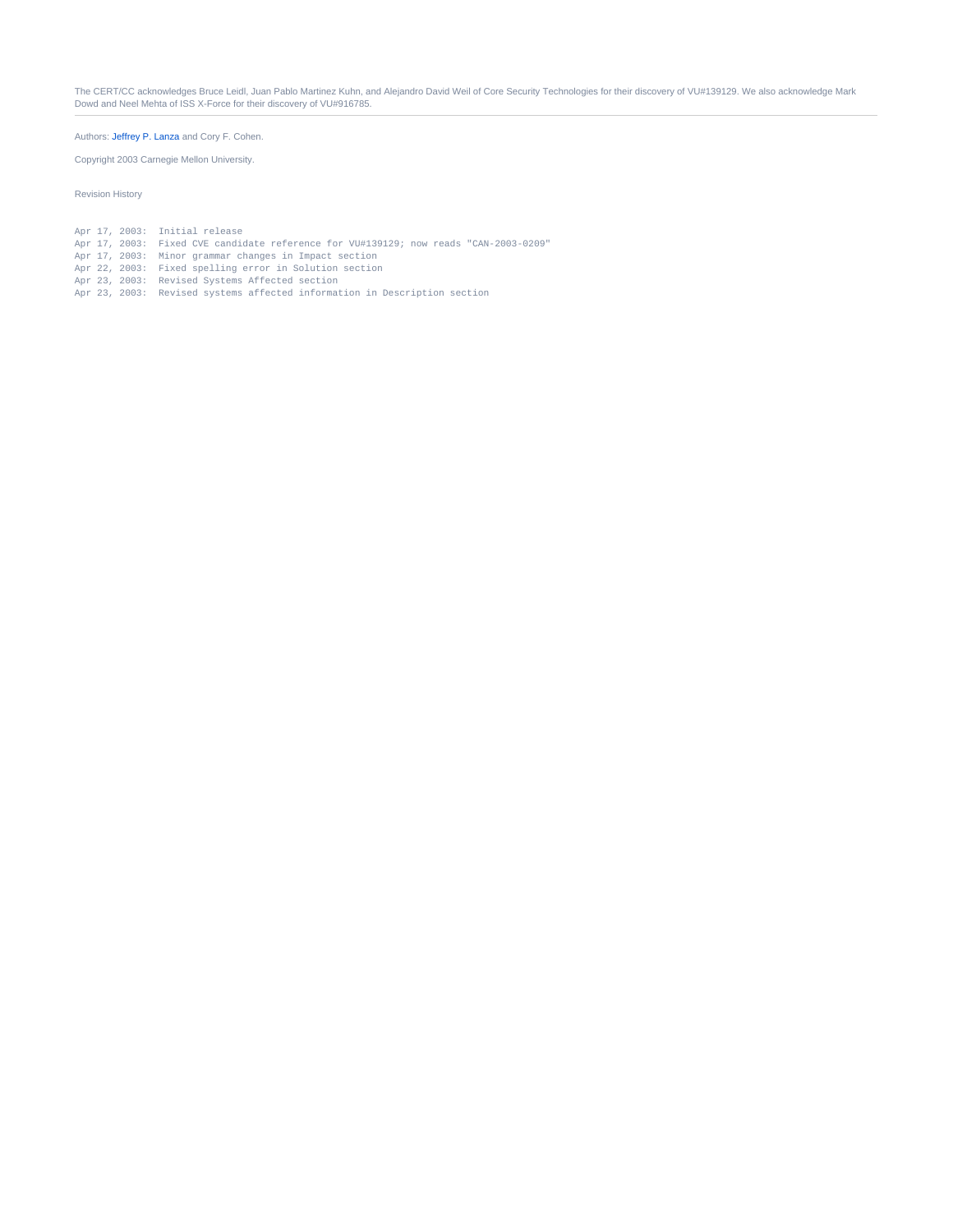The CERT/CC acknowledges Bruce Leidl, Juan Pablo Martinez Kuhn, and Alejandro David Weil of Core Security Technologies for their discovery of VU#139129. We also acknowledge Mark Dowd and Neel Mehta of ISS X-Force for their discovery of VU#916785.

---

Authors: Jeffrey P. Lanza and Cory F. Cohen.

Copyright 2003 Carnegie Mellon University.

Revision History

```
Apr 17, 2003:  Initial release
Apr 17, 2003:  Fixed CVE candidate reference for VU#139129; now reads "CAN-2003-0209"
Apr 17, 2003:  Minor grammar changes in Impact section
Apr 22, 2003:  Fixed spelling error in Solution section
Apr 23, 2003:  Revised Systems Affected section
Apr 23, 2003:  Revised systems affected information in Description section
```